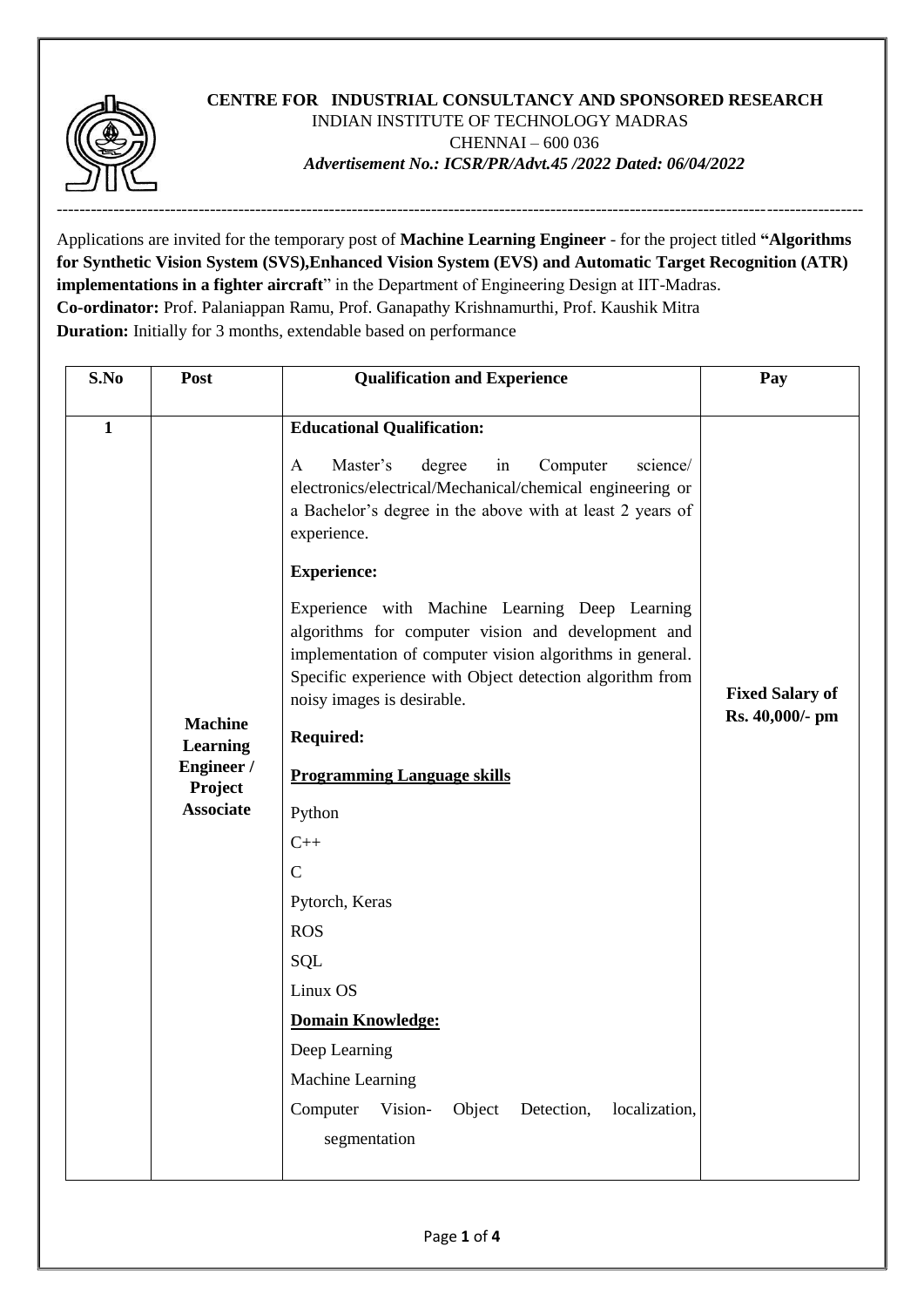**CENTRE FOR INDUSTRIAL CONSULTANCY AND SPONSORED RESEARCH**
INDIAN INSTITUTE OF TECHNOLOGY MADRAS
CHENNAI – 600 036
***Advertisement No.: ICSR/PR/Advt.45 /2022 Dated: 06/04/2022***

---

Applications are invited for the temporary post of **Machine Learning Engineer** - for the project titled **"Algorithms for Synthetic Vision System (SVS),Enhanced Vision System (EVS) and Automatic Target Recognition (ATR) implementations in a fighter aircraft**" in the Department of Engineering Design at IIT-Madras.
**Co-ordinator:** Prof. Palaniappan Ramu, Prof. Ganapathy Krishnamurthi, Prof. Kaushik Mitra
**Duration:** Initially for 3 months, extendable based on performance

| S.No | Post | Qualification and Experience | Pay |
|---|---|---|---|
| 1 | **Machine Learning Engineer / Project Associate** | **Educational Qualification:**<br><br>A Master's degree in Computer science/ electronics/electrical/Mechanical/chemical engineering or a Bachelor's degree in the above with at least 2 years of experience.<br><br>**Experience:**<br><br>Experience with Machine Learning Deep Learning algorithms for computer vision and development and implementation of computer vision algorithms in general. Specific experience with Object detection algorithm from noisy images is desirable.<br><br>**Required:**<br><br>**<u>Programming Language skills</u>**<br><br>Python<br>C++<br>C<br>Pytorch, Keras<br>ROS<br>SQL<br>Linux OS<br><br>**<u>Domain Knowledge:</u>**<br><br>Deep Learning<br>Machine Learning<br>Computer Vision- Object Detection, localization, segmentation | **Fixed Salary of Rs. 40,000/- pm** |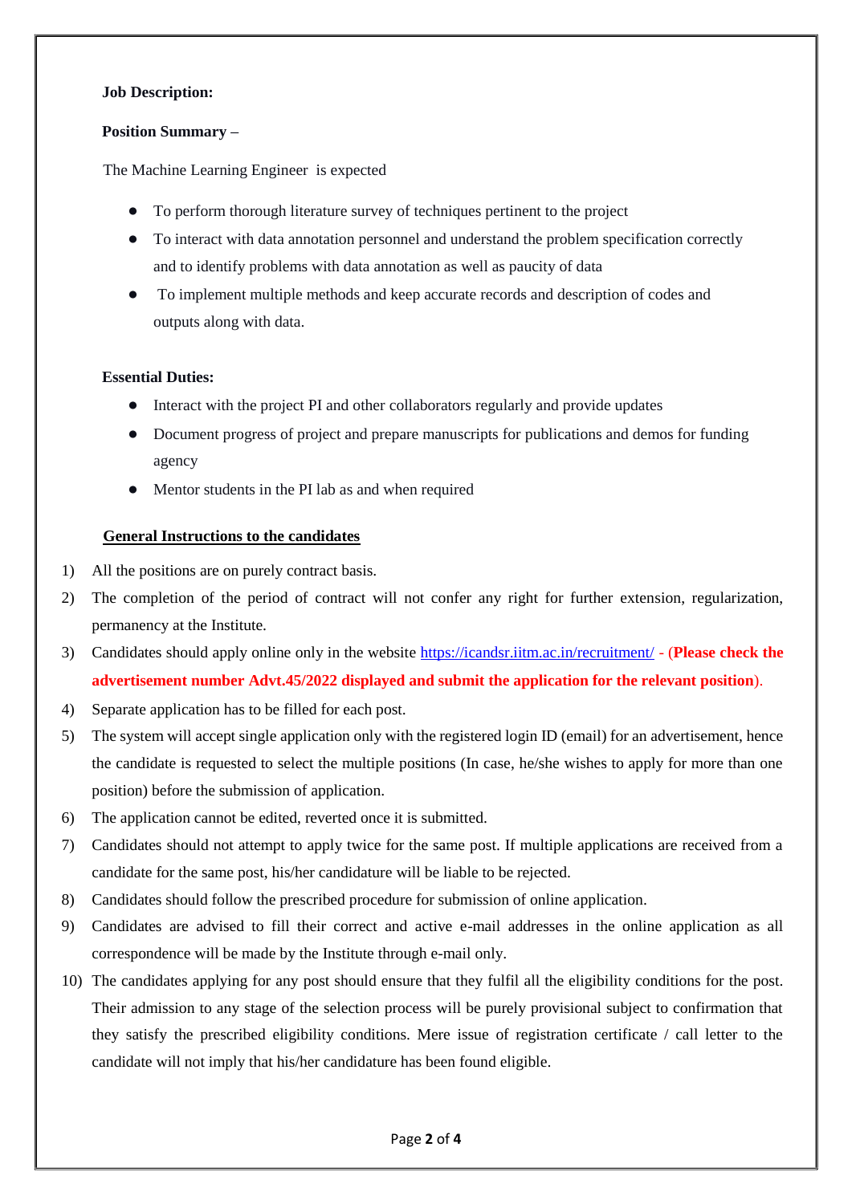**Job Description:**

**Position Summary –**

The Machine Learning Engineer is expected

- To perform thorough literature survey of techniques pertinent to the project
- To interact with data annotation personnel and understand the problem specification correctly and to identify problems with data annotation as well as paucity of data
- To implement multiple methods and keep accurate records and description of codes and outputs along with data.

**Essential Duties:**

- Interact with the project PI and other collaborators regularly and provide updates
- Document progress of project and prepare manuscripts for publications and demos for funding agency
- Mentor students in the PI lab as and when required

**General Instructions to the candidates**

1) All the positions are on purely contract basis.
2) The completion of the period of contract will not confer any right for further extension, regularization, permanency at the Institute.
3) Candidates should apply online only in the website https://icandsr.iitm.ac.in/recruitment/ - (**Please check the advertisement number Advt.45/2022 displayed and submit the application for the relevant position**).
4) Separate application has to be filled for each post.
5) The system will accept single application only with the registered login ID (email) for an advertisement, hence the candidate is requested to select the multiple positions (In case, he/she wishes to apply for more than one position) before the submission of application.
6) The application cannot be edited, reverted once it is submitted.
7) Candidates should not attempt to apply twice for the same post. If multiple applications are received from a candidate for the same post, his/her candidature will be liable to be rejected.
8) Candidates should follow the prescribed procedure for submission of online application.
9) Candidates are advised to fill their correct and active e-mail addresses in the online application as all correspondence will be made by the Institute through e-mail only.
10) The candidates applying for any post should ensure that they fulfil all the eligibility conditions for the post. Their admission to any stage of the selection process will be purely provisional subject to confirmation that they satisfy the prescribed eligibility conditions. Mere issue of registration certificate / call letter to the candidate will not imply that his/her candidature has been found eligible.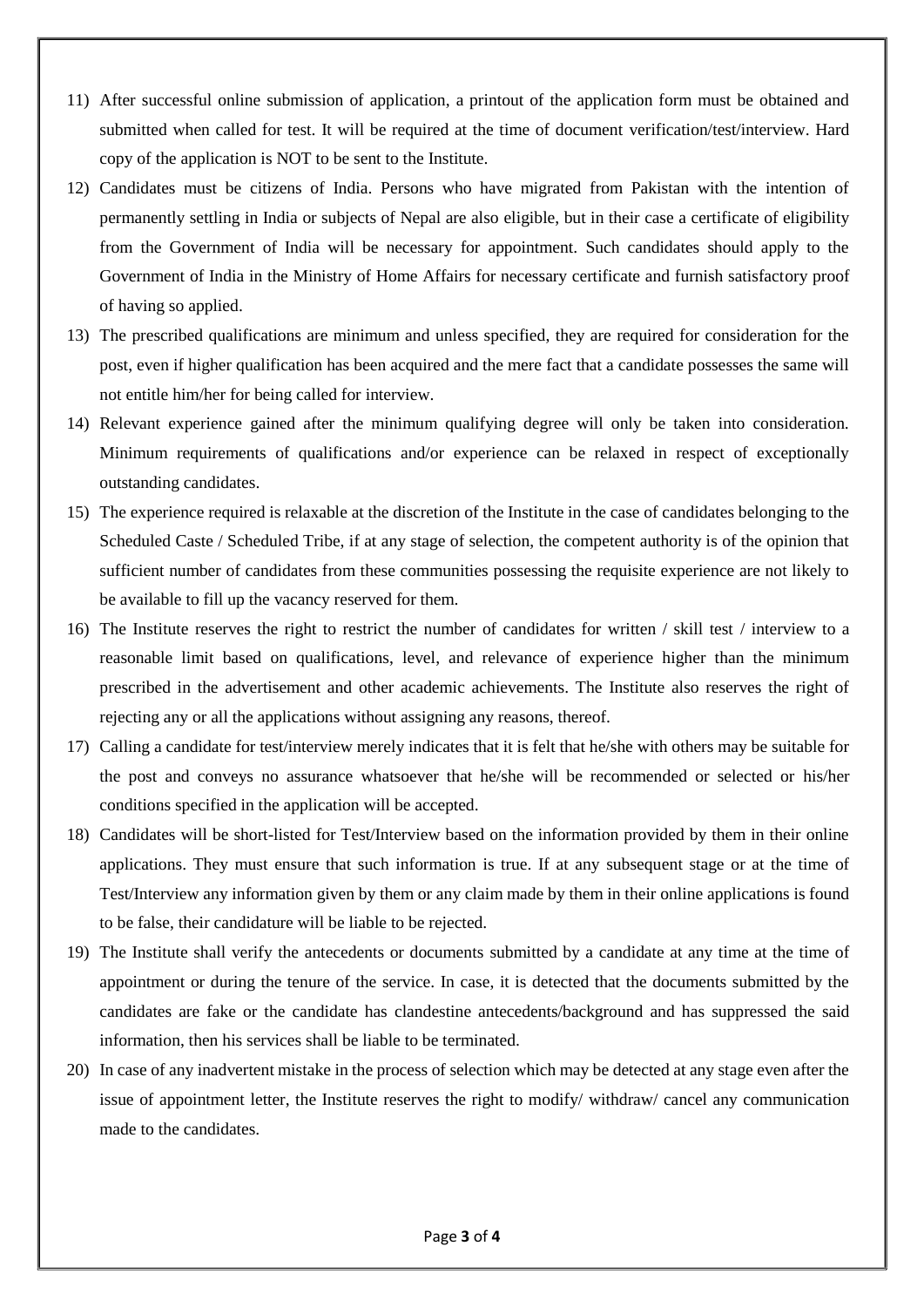11) After successful online submission of application, a printout of the application form must be obtained and submitted when called for test. It will be required at the time of document verification/test/interview. Hard copy of the application is NOT to be sent to the Institute.
12) Candidates must be citizens of India. Persons who have migrated from Pakistan with the intention of permanently settling in India or subjects of Nepal are also eligible, but in their case a certificate of eligibility from the Government of India will be necessary for appointment. Such candidates should apply to the Government of India in the Ministry of Home Affairs for necessary certificate and furnish satisfactory proof of having so applied.
13) The prescribed qualifications are minimum and unless specified, they are required for consideration for the post, even if higher qualification has been acquired and the mere fact that a candidate possesses the same will not entitle him/her for being called for interview.
14) Relevant experience gained after the minimum qualifying degree will only be taken into consideration. Minimum requirements of qualifications and/or experience can be relaxed in respect of exceptionally outstanding candidates.
15) The experience required is relaxable at the discretion of the Institute in the case of candidates belonging to the Scheduled Caste / Scheduled Tribe, if at any stage of selection, the competent authority is of the opinion that sufficient number of candidates from these communities possessing the requisite experience are not likely to be available to fill up the vacancy reserved for them.
16) The Institute reserves the right to restrict the number of candidates for written / skill test / interview to a reasonable limit based on qualifications, level, and relevance of experience higher than the minimum prescribed in the advertisement and other academic achievements. The Institute also reserves the right of rejecting any or all the applications without assigning any reasons, thereof.
17) Calling a candidate for test/interview merely indicates that it is felt that he/she with others may be suitable for the post and conveys no assurance whatsoever that he/she will be recommended or selected or his/her conditions specified in the application will be accepted.
18) Candidates will be short-listed for Test/Interview based on the information provided by them in their online applications. They must ensure that such information is true. If at any subsequent stage or at the time of Test/Interview any information given by them or any claim made by them in their online applications is found to be false, their candidature will be liable to be rejected.
19) The Institute shall verify the antecedents or documents submitted by a candidate at any time at the time of appointment or during the tenure of the service. In case, it is detected that the documents submitted by the candidates are fake or the candidate has clandestine antecedents/background and has suppressed the said information, then his services shall be liable to be terminated.
20) In case of any inadvertent mistake in the process of selection which may be detected at any stage even after the issue of appointment letter, the Institute reserves the right to modify/ withdraw/ cancel any communication made to the candidates.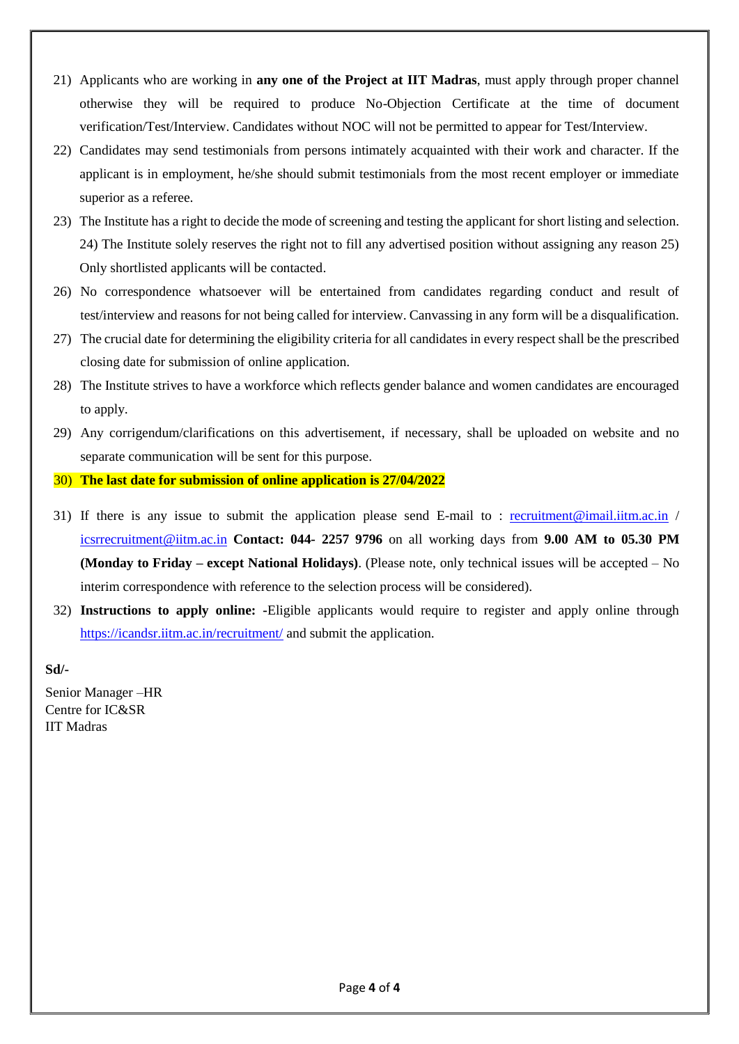21) Applicants who are working in **any one of the Project at IIT Madras**, must apply through proper channel otherwise they will be required to produce No-Objection Certificate at the time of document verification/Test/Interview. Candidates without NOC will not be permitted to appear for Test/Interview.
22) Candidates may send testimonials from persons intimately acquainted with their work and character. If the applicant is in employment, he/she should submit testimonials from the most recent employer or immediate superior as a referee.
23) The Institute has a right to decide the mode of screening and testing the applicant for short listing and selection. 24) The Institute solely reserves the right not to fill any advertised position without assigning any reason 25) Only shortlisted applicants will be contacted.
26) No correspondence whatsoever will be entertained from candidates regarding conduct and result of test/interview and reasons for not being called for interview. Canvassing in any form will be a disqualification.
27) The crucial date for determining the eligibility criteria for all candidates in every respect shall be the prescribed closing date for submission of online application.
28) The Institute strives to have a workforce which reflects gender balance and women candidates are encouraged to apply.
29) Any corrigendum/clarifications on this advertisement, if necessary, shall be uploaded on website and no separate communication will be sent for this purpose.
30) **The last date for submission of online application is 27/04/2022**
31) If there is any issue to submit the application please send E-mail to : recruitment@imail.iitm.ac.in / icsrrecruitment@iitm.ac.in **Contact: 044- 2257 9796** on all working days from **9.00 AM to 05.30 PM (Monday to Friday – except National Holidays)**. (Please note, only technical issues will be accepted – No interim correspondence with reference to the selection process will be considered).
32) **Instructions to apply online: -**Eligible applicants would require to register and apply online through https://icandsr.iitm.ac.in/recruitment/ and submit the application.

**Sd/-**

Senior Manager –HR
Centre for IC&SR
IIT Madras